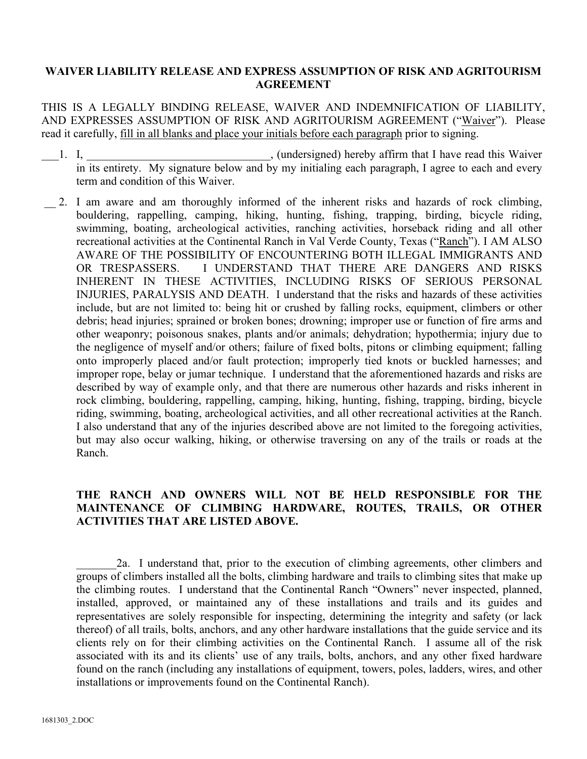# WAIVER LIABILITY RELEASE AND EXPRESS ASSUMPTION OF RISK AND AGRITOURISM AGREEMENT

THIS IS A LEGALLY BINDING RELEASE, WAIVER AND INDEMNIFICATION OF LIABILITY, AND EXPRESSES ASSUMPTION OF RISK AND AGRITOURISM AGREEMENT ("Waiver"). Please read it carefully, fill in all blanks and place your initials before each paragraph prior to signing.

___1. I, ________________________________, (undersigned) hereby affirm that I have read this Waiver in its entirety. My signature below and by my initialing each paragraph, I agree to each and every term and condition of this Waiver.

__ 2. I am aware and am thoroughly informed of the inherent risks and hazards of rock climbing, bouldering, rappelling, camping, hiking, hunting, fishing, trapping, birding, bicycle riding, swimming, boating, archeological activities, ranching activities, horseback riding and all other recreational activities at the Continental Ranch in Val Verde County, Texas ("Ranch"). I AM ALSO AWARE OF THE POSSIBILITY OF ENCOUNTERING BOTH ILLEGAL IMMIGRANTS AND OR TRESPASSERS. I UNDERSTAND THAT THERE ARE DANGERS AND RISKS INHERENT IN THESE ACTIVITIES, INCLUDING RISKS OF SERIOUS PERSONAL INJURIES, PARALYSIS AND DEATH. I understand that the risks and hazards of these activities include, but are not limited to: being hit or crushed by falling rocks, equipment, climbers or other debris; head injuries; sprained or broken bones; drowning; improper use or function of fire arms and other weaponry; poisonous snakes, plants and/or animals; dehydration; hypothermia; injury due to the negligence of myself and/or others; failure of fixed bolts, pitons or climbing equipment; falling onto improperly placed and/or fault protection; improperly tied knots or buckled harnesses; and improper rope, belay or jumar technique. I understand that the aforementioned hazards and risks are described by way of example only, and that there are numerous other hazards and risks inherent in rock climbing, bouldering, rappelling, camping, hiking, hunting, fishing, trapping, birding, bicycle riding, swimming, boating, archeological activities, and all other recreational activities at the Ranch. I also understand that any of the injuries described above are not limited to the foregoing activities, but may also occur walking, hiking, or otherwise traversing on any of the trails or roads at the Ranch.

**THE RANCH AND OWNERS WILL NOT BE HELD RESPONSIBLE FOR THE MAINTENANCE OF CLIMBING HARDWARE, ROUTES, TRAILS, OR OTHER ACTIVITIES THAT ARE LISTED ABOVE.**

_______2a. I understand that, prior to the execution of climbing agreements, other climbers and groups of climbers installed all the bolts, climbing hardware and trails to climbing sites that make up the climbing routes. I understand that the Continental Ranch "Owners" never inspected, planned, installed, approved, or maintained any of these installations and trails and its guides and representatives are solely responsible for inspecting, determining the integrity and safety (or lack thereof) of all trails, bolts, anchors, and any other hardware installations that the guide service and its clients rely on for their climbing activities on the Continental Ranch. I assume all of the risk associated with its and its clients' use of any trails, bolts, anchors, and any other fixed hardware found on the ranch (including any installations of equipment, towers, poles, ladders, wires, and other installations or improvements found on the Continental Ranch).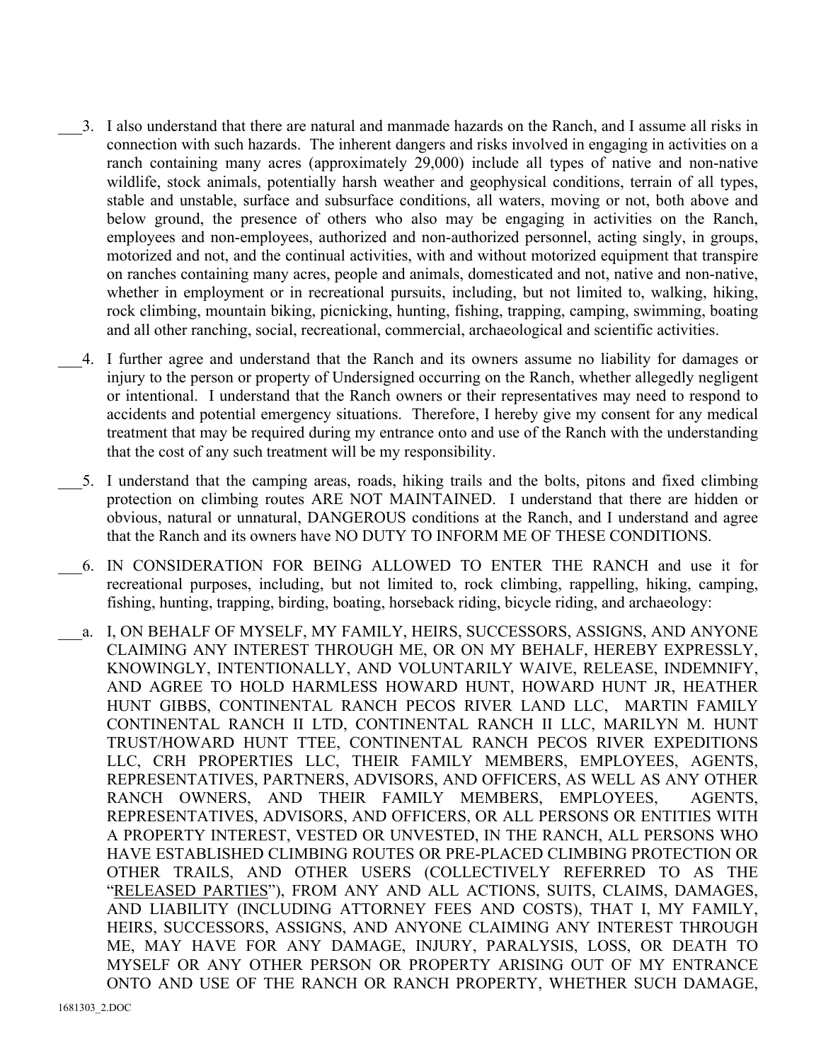___3. I also understand that there are natural and manmade hazards on the Ranch, and I assume all risks in connection with such hazards. The inherent dangers and risks involved in engaging in activities on a ranch containing many acres (approximately 29,000) include all types of native and non-native wildlife, stock animals, potentially harsh weather and geophysical conditions, terrain of all types, stable and unstable, surface and subsurface conditions, all waters, moving or not, both above and below ground, the presence of others who also may be engaging in activities on the Ranch, employees and non-employees, authorized and non-authorized personnel, acting singly, in groups, motorized and not, and the continual activities, with and without motorized equipment that transpire on ranches containing many acres, people and animals, domesticated and not, native and non-native, whether in employment or in recreational pursuits, including, but not limited to, walking, hiking, rock climbing, mountain biking, picnicking, hunting, fishing, trapping, camping, swimming, boating and all other ranching, social, recreational, commercial, archaeological and scientific activities.

___4. I further agree and understand that the Ranch and its owners assume no liability for damages or injury to the person or property of Undersigned occurring on the Ranch, whether allegedly negligent or intentional. I understand that the Ranch owners or their representatives may need to respond to accidents and potential emergency situations. Therefore, I hereby give my consent for any medical treatment that may be required during my entrance onto and use of the Ranch with the understanding that the cost of any such treatment will be my responsibility.

___5. I understand that the camping areas, roads, hiking trails and the bolts, pitons and fixed climbing protection on climbing routes ARE NOT MAINTAINED. I understand that there are hidden or obvious, natural or unnatural, DANGEROUS conditions at the Ranch, and I understand and agree that the Ranch and its owners have NO DUTY TO INFORM ME OF THESE CONDITIONS.

___6. IN CONSIDERATION FOR BEING ALLOWED TO ENTER THE RANCH and use it for recreational purposes, including, but not limited to, rock climbing, rappelling, hiking, camping, fishing, hunting, trapping, birding, boating, horseback riding, bicycle riding, and archaeology:

___a. I, ON BEHALF OF MYSELF, MY FAMILY, HEIRS, SUCCESSORS, ASSIGNS, AND ANYONE CLAIMING ANY INTEREST THROUGH ME, OR ON MY BEHALF, HEREBY EXPRESSLY, KNOWINGLY, INTENTIONALLY, AND VOLUNTARILY WAIVE, RELEASE, INDEMNIFY, AND AGREE TO HOLD HARMLESS HOWARD HUNT, HOWARD HUNT JR, HEATHER HUNT GIBBS, CONTINENTAL RANCH PECOS RIVER LAND LLC, MARTIN FAMILY CONTINENTAL RANCH II LTD, CONTINENTAL RANCH II LLC, MARILYN M. HUNT TRUST/HOWARD HUNT TTEE, CONTINENTAL RANCH PECOS RIVER EXPEDITIONS LLC, CRH PROPERTIES LLC, THEIR FAMILY MEMBERS, EMPLOYEES, AGENTS, REPRESENTATIVES, PARTNERS, ADVISORS, AND OFFICERS, AS WELL AS ANY OTHER RANCH OWNERS, AND THEIR FAMILY MEMBERS, EMPLOYEES, AGENTS, REPRESENTATIVES, ADVISORS, AND OFFICERS, OR ALL PERSONS OR ENTITIES WITH A PROPERTY INTEREST, VESTED OR UNVESTED, IN THE RANCH, ALL PERSONS WHO HAVE ESTABLISHED CLIMBING ROUTES OR PRE-PLACED CLIMBING PROTECTION OR OTHER TRAILS, AND OTHER USERS (COLLECTIVELY REFERRED TO AS THE "RELEASED PARTIES"), FROM ANY AND ALL ACTIONS, SUITS, CLAIMS, DAMAGES, AND LIABILITY (INCLUDING ATTORNEY FEES AND COSTS), THAT I, MY FAMILY, HEIRS, SUCCESSORS, ASSIGNS, AND ANYONE CLAIMING ANY INTEREST THROUGH ME, MAY HAVE FOR ANY DAMAGE, INJURY, PARALYSIS, LOSS, OR DEATH TO MYSELF OR ANY OTHER PERSON OR PROPERTY ARISING OUT OF MY ENTRANCE ONTO AND USE OF THE RANCH OR RANCH PROPERTY, WHETHER SUCH DAMAGE,

1681303_2.DOC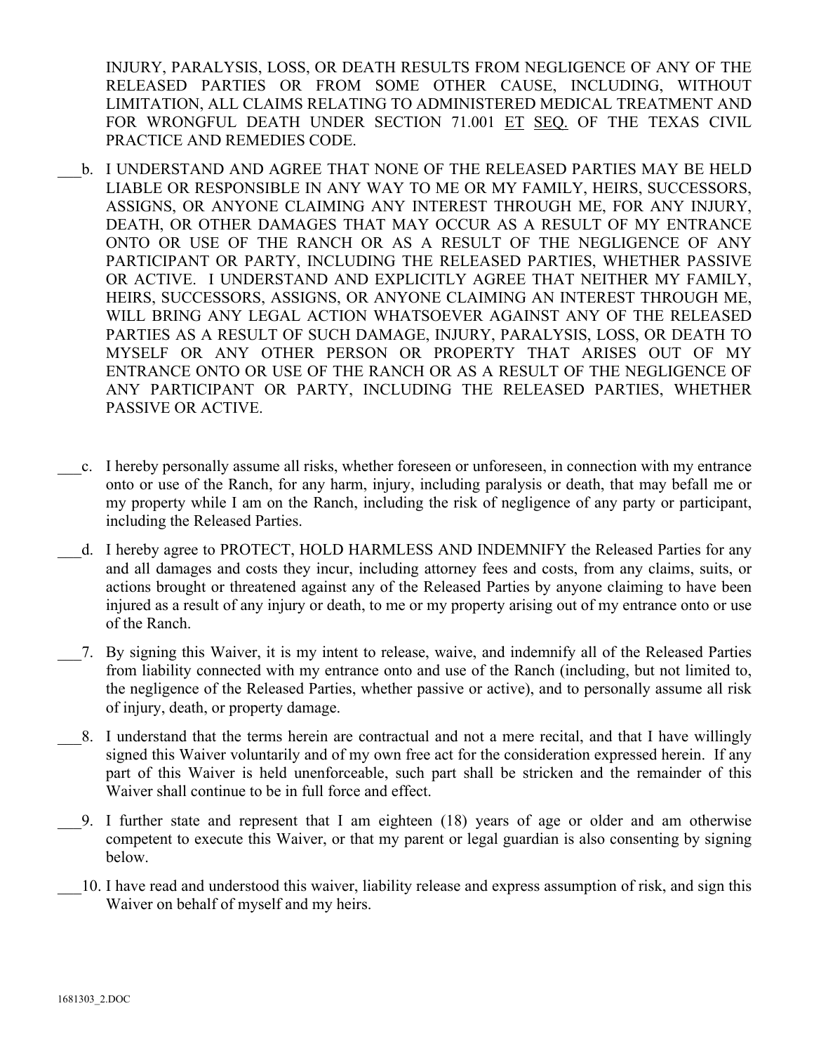INJURY, PARALYSIS, LOSS, OR DEATH RESULTS FROM NEGLIGENCE OF ANY OF THE RELEASED PARTIES OR FROM SOME OTHER CAUSE, INCLUDING, WITHOUT LIMITATION, ALL CLAIMS RELATING TO ADMINISTERED MEDICAL TREATMENT AND FOR WRONGFUL DEATH UNDER SECTION 71.001 <u>ET SEQ.</u> OF THE TEXAS CIVIL PRACTICE AND REMEDIES CODE.

___b. I UNDERSTAND AND AGREE THAT NONE OF THE RELEASED PARTIES MAY BE HELD LIABLE OR RESPONSIBLE IN ANY WAY TO ME OR MY FAMILY, HEIRS, SUCCESSORS, ASSIGNS, OR ANYONE CLAIMING ANY INTEREST THROUGH ME, FOR ANY INJURY, DEATH, OR OTHER DAMAGES THAT MAY OCCUR AS A RESULT OF MY ENTRANCE ONTO OR USE OF THE RANCH OR AS A RESULT OF THE NEGLIGENCE OF ANY PARTICIPANT OR PARTY, INCLUDING THE RELEASED PARTIES, WHETHER PASSIVE OR ACTIVE. I UNDERSTAND AND EXPLICITLY AGREE THAT NEITHER MY FAMILY, HEIRS, SUCCESSORS, ASSIGNS, OR ANYONE CLAIMING AN INTEREST THROUGH ME, WILL BRING ANY LEGAL ACTION WHATSOEVER AGAINST ANY OF THE RELEASED PARTIES AS A RESULT OF SUCH DAMAGE, INJURY, PARALYSIS, LOSS, OR DEATH TO MYSELF OR ANY OTHER PERSON OR PROPERTY THAT ARISES OUT OF MY ENTRANCE ONTO OR USE OF THE RANCH OR AS A RESULT OF THE NEGLIGENCE OF ANY PARTICIPANT OR PARTY, INCLUDING THE RELEASED PARTIES, WHETHER PASSIVE OR ACTIVE.

___c. I hereby personally assume all risks, whether foreseen or unforeseen, in connection with my entrance onto or use of the Ranch, for any harm, injury, including paralysis or death, that may befall me or my property while I am on the Ranch, including the risk of negligence of any party or participant, including the Released Parties.

___d. I hereby agree to PROTECT, HOLD HARMLESS AND INDEMNIFY the Released Parties for any and all damages and costs they incur, including attorney fees and costs, from any claims, suits, or actions brought or threatened against any of the Released Parties by anyone claiming to have been injured as a result of any injury or death, to me or my property arising out of my entrance onto or use of the Ranch.

___7. By signing this Waiver, it is my intent to release, waive, and indemnify all of the Released Parties from liability connected with my entrance onto and use of the Ranch (including, but not limited to, the negligence of the Released Parties, whether passive or active), and to personally assume all risk of injury, death, or property damage.

___8. I understand that the terms herein are contractual and not a mere recital, and that I have willingly signed this Waiver voluntarily and of my own free act for the consideration expressed herein. If any part of this Waiver is held unenforceable, such part shall be stricken and the remainder of this Waiver shall continue to be in full force and effect.

___9. I further state and represent that I am eighteen (18) years of age or older and am otherwise competent to execute this Waiver, or that my parent or legal guardian is also consenting by signing below.

___10. I have read and understood this waiver, liability release and express assumption of risk, and sign this Waiver on behalf of myself and my heirs.

1681303_2.DOC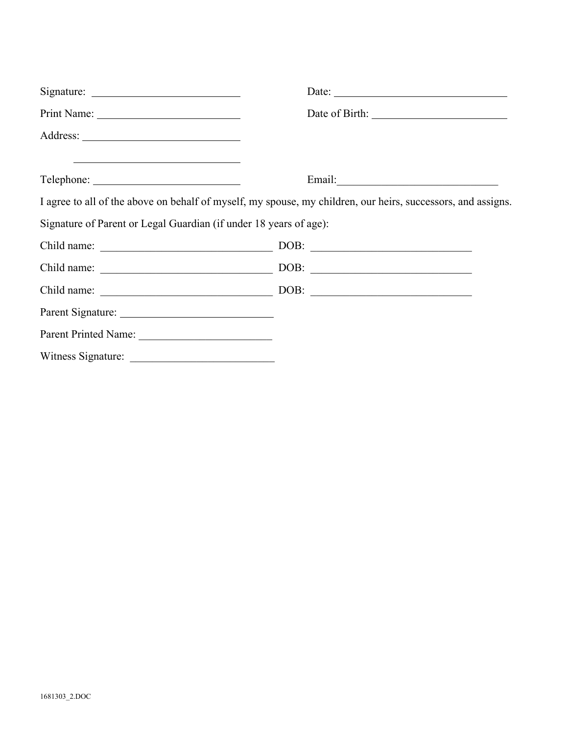Signature: ____________________________ Date: ________________________________

Print Name: ___________________________ Date of Birth: _________________________

Address: ______________________________

______________________________

Telephone: ____________________________ Email:______________________________

I agree to all of the above on behalf of myself, my spouse, my children, our heirs, successors, and assigns.

Signature of Parent or Legal Guardian (if under 18 years of age):

Child name: ________________________________ DOB: ______________________________

Child name: ________________________________ DOB: ______________________________

Child name: ________________________________ DOB: ______________________________

Parent Signature: ____________________________

Parent Printed Name: _________________________

Witness Signature: ___________________________

1681303_2.DOC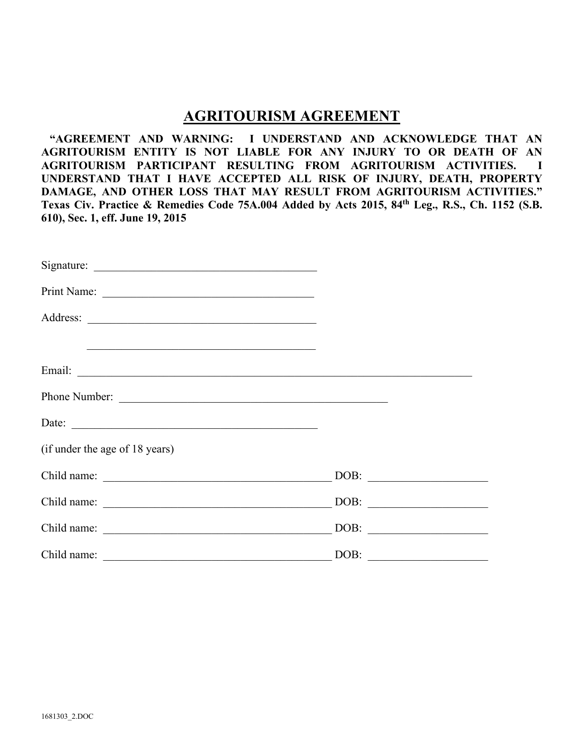# AGRITOURISM AGREEMENT

**"AGREEMENT AND WARNING: I UNDERSTAND AND ACKNOWLEDGE THAT AN AGRITOURISM ENTITY IS NOT LIABLE FOR ANY INJURY TO OR DEATH OF AN AGRITOURISM PARTICIPANT RESULTING FROM AGRITOURISM ACTIVITIES. I UNDERSTAND THAT I HAVE ACCEPTED ALL RISK OF INJURY, DEATH, PROPERTY DAMAGE, AND OTHER LOSS THAT MAY RESULT FROM AGRITOURISM ACTIVITIES." Texas Civ. Practice & Remedies Code 75A.004 Added by Acts 2015, 84th Leg., R.S., Ch. 1152 (S.B. 610), Sec. 1, eff. June 19, 2015**

Signature: ________________________________________

Print Name: ______________________________________

Address: _________________________________________

_________________________________________

Email: ___________________________________________________________________________

Phone Number: ___________________________________________________

Date: ____________________________________________

(if under the age of 18 years)

Child name: ________________________________________ DOB: ____________________

Child name: ________________________________________ DOB: ____________________

Child name: ________________________________________ DOB: ____________________

Child name: ________________________________________ DOB: ____________________

1681303_2.DOC